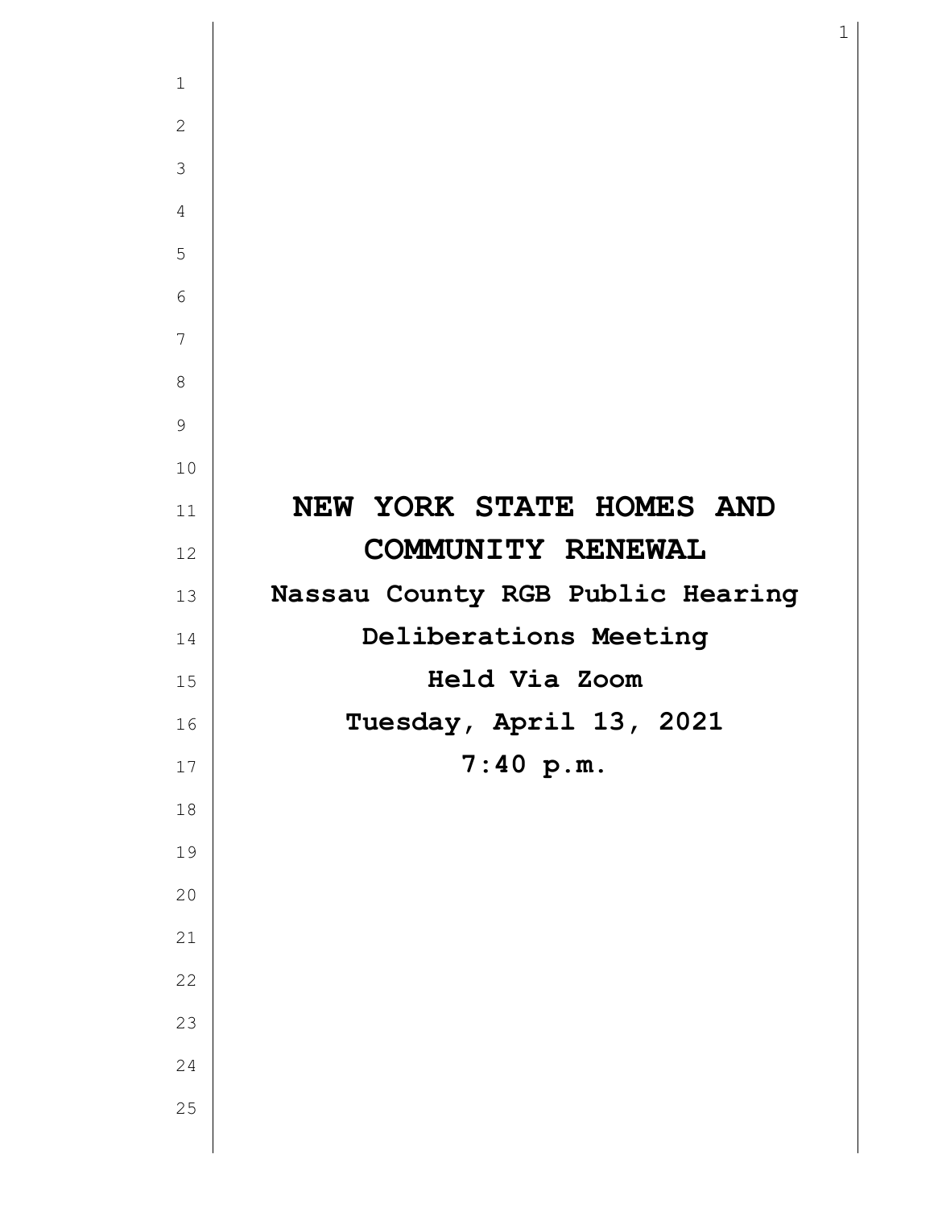# NEW YORK STATE HOMES AND COMMUNITY RENEWAL

**Nassau County RGB Public Hearing**

**Deliberations Meeting**

**Held Via Zoom**

**Tuesday, April 13, 2021**

**7:40 p.m.**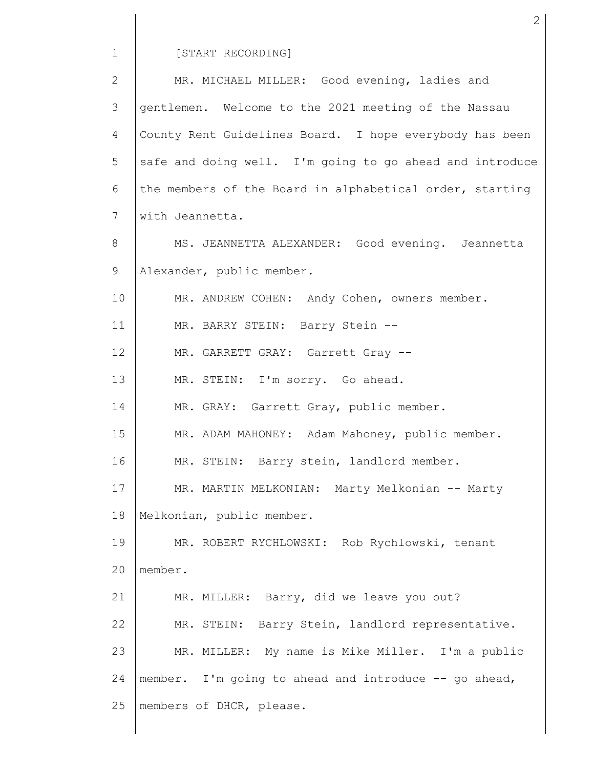[START RECORDING]

MR. MICHAEL MILLER: Good evening, ladies and gentlemen. Welcome to the 2021 meeting of the Nassau County Rent Guidelines Board. I hope everybody has been safe and doing well. I'm going to go ahead and introduce the members of the Board in alphabetical order, starting with Jeannetta.

MS. JEANNETTA ALEXANDER: Good evening. Jeannetta Alexander, public member.

MR. ANDREW COHEN: Andy Cohen, owners member.

MR. BARRY STEIN: Barry Stein --

MR. GARRETT GRAY: Garrett Gray --

MR. STEIN: I'm sorry. Go ahead.

MR. GRAY: Garrett Gray, public member.

MR. ADAM MAHONEY: Adam Mahoney, public member.

MR. STEIN: Barry stein, landlord member.

MR. MARTIN MELKONIAN: Marty Melkonian -- Marty Melkonian, public member.

MR. ROBERT RYCHLOWSKI: Rob Rychlowski, tenant member.

MR. MILLER: Barry, did we leave you out?

MR. STEIN: Barry Stein, landlord representative.

MR. MILLER: My name is Mike Miller. I'm a public member. I'm going to ahead and introduce -- go ahead, members of DHCR, please.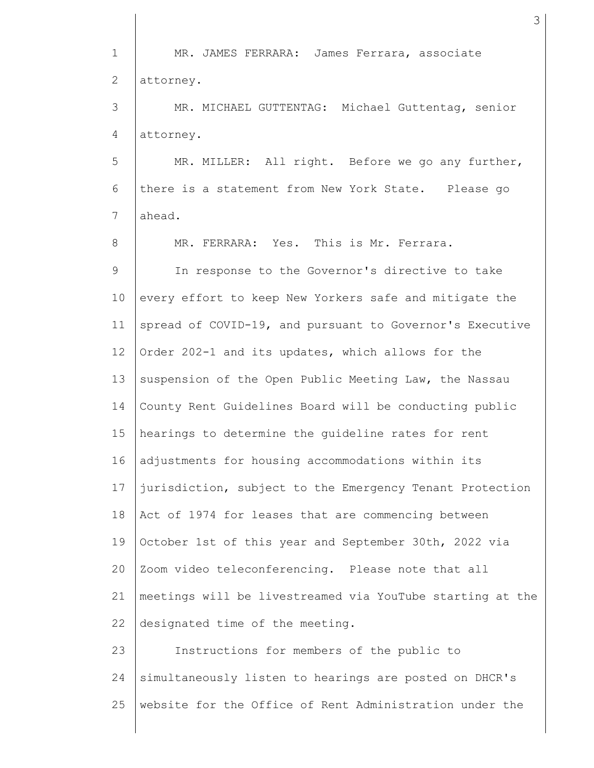MR. JAMES FERRARA: James Ferrara, associate attorney.

MR. MICHAEL GUTTENTAG: Michael Guttentag, senior attorney.

MR. MILLER: All right. Before we go any further, there is a statement from New York State. Please go ahead.

MR. FERRARA: Yes. This is Mr. Ferrara.

In response to the Governor's directive to take every effort to keep New Yorkers safe and mitigate the spread of COVID-19, and pursuant to Governor's Executive Order 202-1 and its updates, which allows for the suspension of the Open Public Meeting Law, the Nassau County Rent Guidelines Board will be conducting public hearings to determine the guideline rates for rent adjustments for housing accommodations within its jurisdiction, subject to the Emergency Tenant Protection Act of 1974 for leases that are commencing between October 1st of this year and September 30th, 2022 via Zoom video teleconferencing. Please note that all meetings will be livestreamed via YouTube starting at the designated time of the meeting.

Instructions for members of the public to simultaneously listen to hearings are posted on DHCR's website for the Office of Rent Administration under the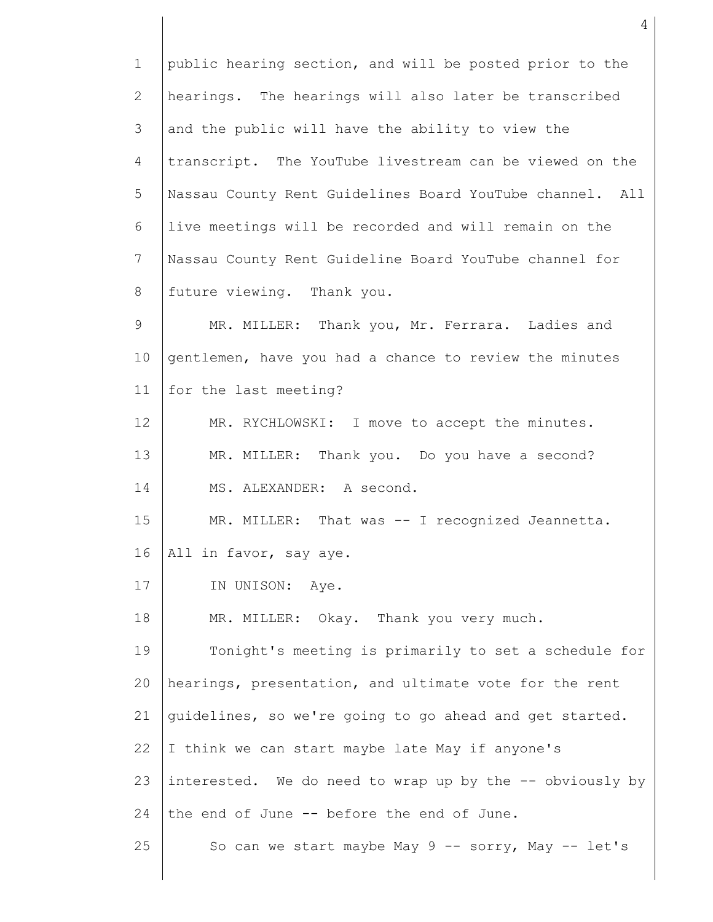public hearing section, and will be posted prior to the hearings. The hearings will also later be transcribed and the public will have the ability to view the transcript. The YouTube livestream can be viewed on the Nassau County Rent Guidelines Board YouTube channel. All live meetings will be recorded and will remain on the Nassau County Rent Guideline Board YouTube channel for future viewing. Thank you.

MR. MILLER: Thank you, Mr. Ferrara. Ladies and gentlemen, have you had a chance to review the minutes for the last meeting?

MR. RYCHLOWSKI: I move to accept the minutes.

MR. MILLER: Thank you. Do you have a second?

MS. ALEXANDER: A second.

MR. MILLER: That was -- I recognized Jeannetta. All in favor, say aye.

IN UNISON: Aye.

MR. MILLER: Okay. Thank you very much.

Tonight's meeting is primarily to set a schedule for hearings, presentation, and ultimate vote for the rent guidelines, so we're going to go ahead and get started. I think we can start maybe late May if anyone's interested. We do need to wrap up by the -- obviously by the end of June -- before the end of June.

So can we start maybe May 9 -- sorry, May -- let's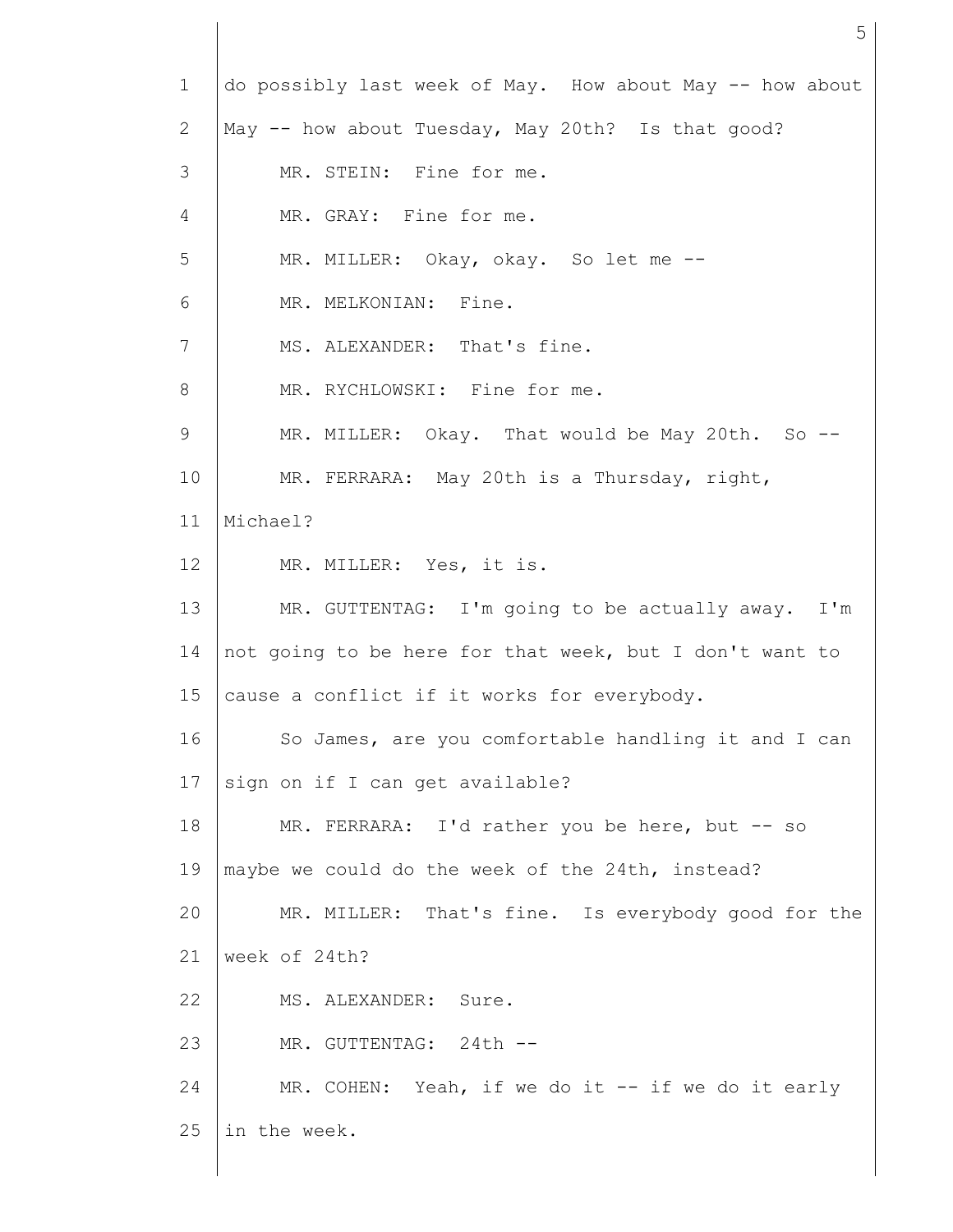do possibly last week of May. How about May -- how about May -- how about Tuesday, May 20th? Is that good?

MR. STEIN: Fine for me.

MR. GRAY: Fine for me.

MR. MILLER: Okay, okay. So let me --

MR. MELKONIAN: Fine.

MS. ALEXANDER: That's fine.

MR. RYCHLOWSKI: Fine for me.

MR. MILLER: Okay. That would be May 20th. So --

MR. FERRARA: May 20th is a Thursday, right, Michael?

MR. MILLER: Yes, it is.

MR. GUTTENTAG: I'm going to be actually away. I'm not going to be here for that week, but I don't want to cause a conflict if it works for everybody.

So James, are you comfortable handling it and I can sign on if I can get available?

MR. FERRARA: I'd rather you be here, but -- so maybe we could do the week of the 24th, instead?

MR. MILLER: That's fine. Is everybody good for the week of 24th?

MS. ALEXANDER: Sure.

MR. GUTTENTAG: 24th --

MR. COHEN: Yeah, if we do it -- if we do it early in the week.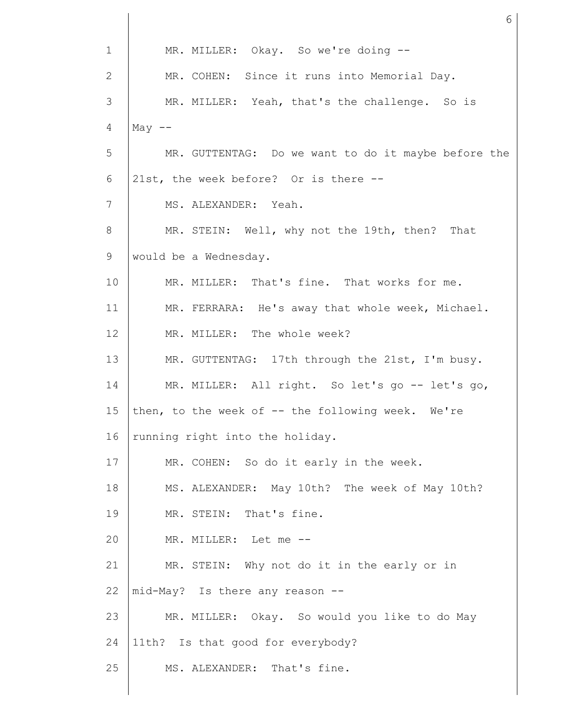MR. MILLER: Okay. So we're doing --

MR. COHEN: Since it runs into Memorial Day.

MR. MILLER: Yeah, that's the challenge. So is May --

MR. GUTTENTAG: Do we want to do it maybe before the 21st, the week before? Or is there --

MS. ALEXANDER: Yeah.

MR. STEIN: Well, why not the 19th, then? That would be a Wednesday.

MR. MILLER: That's fine. That works for me.

MR. FERRARA: He's away that whole week, Michael.

MR. MILLER: The whole week?

MR. GUTTENTAG: 17th through the 21st, I'm busy.

MR. MILLER: All right. So let's go -- let's go, then, to the week of -- the following week. We're running right into the holiday.

MR. COHEN: So do it early in the week.

MS. ALEXANDER: May 10th? The week of May 10th?

MR. STEIN: That's fine.

MR. MILLER: Let me --

MR. STEIN: Why not do it in the early or in mid-May? Is there any reason --

MR. MILLER: Okay. So would you like to do May 11th? Is that good for everybody?

MS. ALEXANDER: That's fine.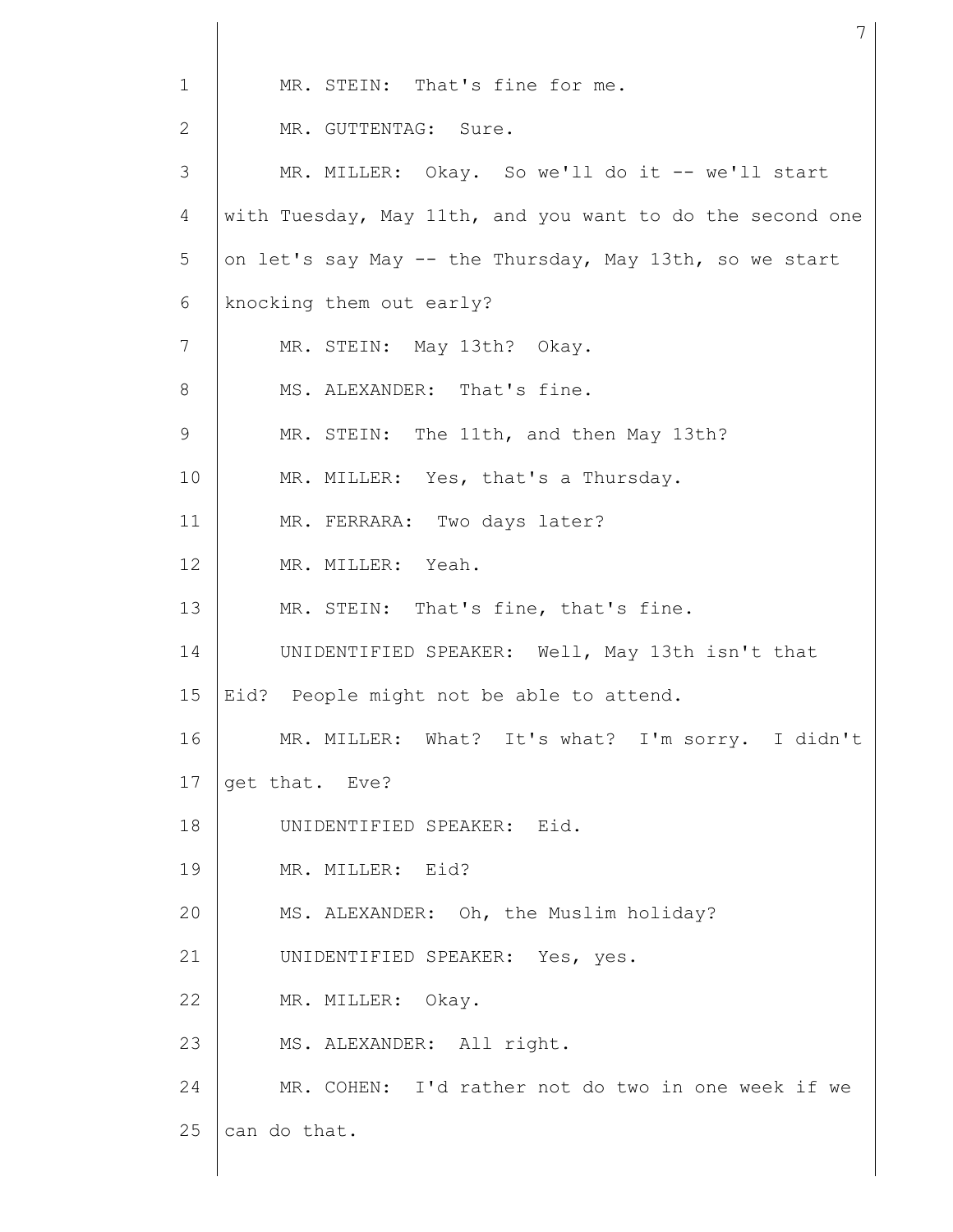MR. STEIN: That's fine for me.

MR. GUTTENTAG: Sure.

MR. MILLER: Okay. So we'll do it -- we'll start with Tuesday, May 11th, and you want to do the second one on let's say May -- the Thursday, May 13th, so we start knocking them out early?

MR. STEIN: May 13th? Okay.

MS. ALEXANDER: That's fine.

MR. STEIN: The 11th, and then May 13th?

MR. MILLER: Yes, that's a Thursday.

MR. FERRARA: Two days later?

MR. MILLER: Yeah.

MR. STEIN: That's fine, that's fine.

UNIDENTIFIED SPEAKER: Well, May 13th isn't that Eid? People might not be able to attend.

MR. MILLER: What? It's what? I'm sorry. I didn't get that. Eve?

UNIDENTIFIED SPEAKER: Eid.

MR. MILLER: Eid?

MS. ALEXANDER: Oh, the Muslim holiday?

UNIDENTIFIED SPEAKER: Yes, yes.

MR. MILLER: Okay.

MS. ALEXANDER: All right.

MR. COHEN: I'd rather not do two in one week if we can do that.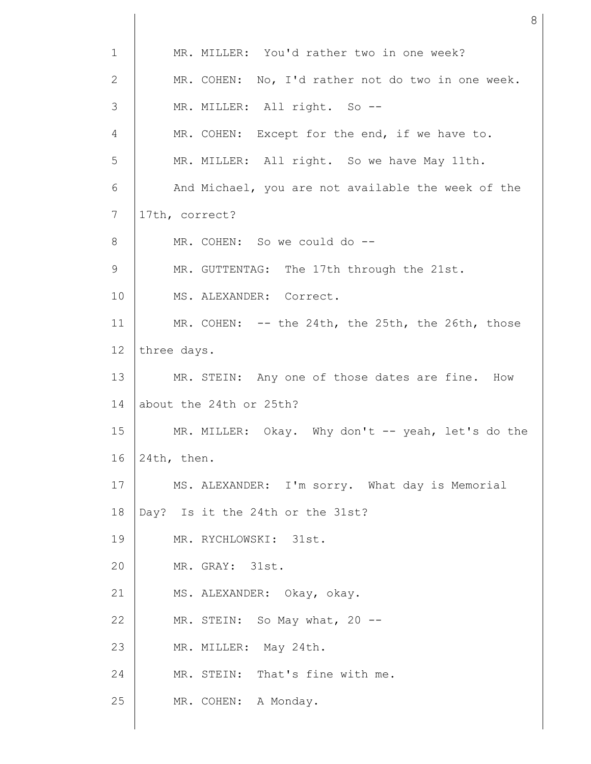1 MR. MILLER: You'd rather two in one week?

2 MR. COHEN: No, I'd rather not do two in one week.

3 MR. MILLER: All right. So --

4 MR. COHEN: Except for the end, if we have to.

5 MR. MILLER: All right. So we have May 11th.

6 And Michael, you are not available the week of the

7 17th, correct?

8 MR. COHEN: So we could do --

9 MR. GUTTENTAG: The 17th through the 21st.

10 MS. ALEXANDER: Correct.

11 MR. COHEN: -- the 24th, the 25th, the 26th, those

12 three days.

13 MR. STEIN: Any one of those dates are fine. How

14 about the 24th or 25th?

15 MR. MILLER: Okay. Why don't -- yeah, let's do the

16 24th, then.

17 MS. ALEXANDER: I'm sorry. What day is Memorial

18 Day? Is it the 24th or the 31st?

19 MR. RYCHLOWSKI: 31st.

20 MR. GRAY: 31st.

21 MS. ALEXANDER: Okay, okay.

22 MR. STEIN: So May what, 20 --

23 MR. MILLER: May 24th.

24 MR. STEIN: That's fine with me.

25 MR. COHEN: A Monday.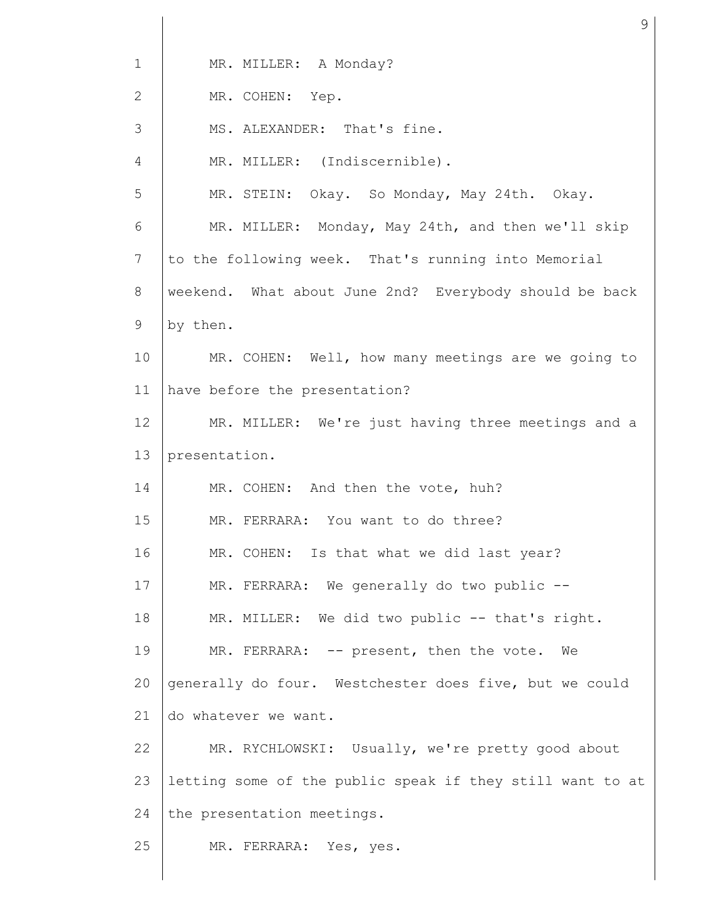MR. MILLER: A Monday?

MR. COHEN: Yep.

MS. ALEXANDER: That's fine.

MR. MILLER: (Indiscernible).

MR. STEIN: Okay. So Monday, May 24th. Okay.

MR. MILLER: Monday, May 24th, and then we'll skip to the following week. That's running into Memorial weekend. What about June 2nd? Everybody should be back by then.

MR. COHEN: Well, how many meetings are we going to have before the presentation?

MR. MILLER: We're just having three meetings and a presentation.

MR. COHEN: And then the vote, huh?

MR. FERRARA: You want to do three?

MR. COHEN: Is that what we did last year?

MR. FERRARA: We generally do two public --

MR. MILLER: We did two public -- that's right.

MR. FERRARA: -- present, then the vote. We generally do four. Westchester does five, but we could do whatever we want.

MR. RYCHLOWSKI: Usually, we're pretty good about letting some of the public speak if they still want to at the presentation meetings.

MR. FERRARA: Yes, yes.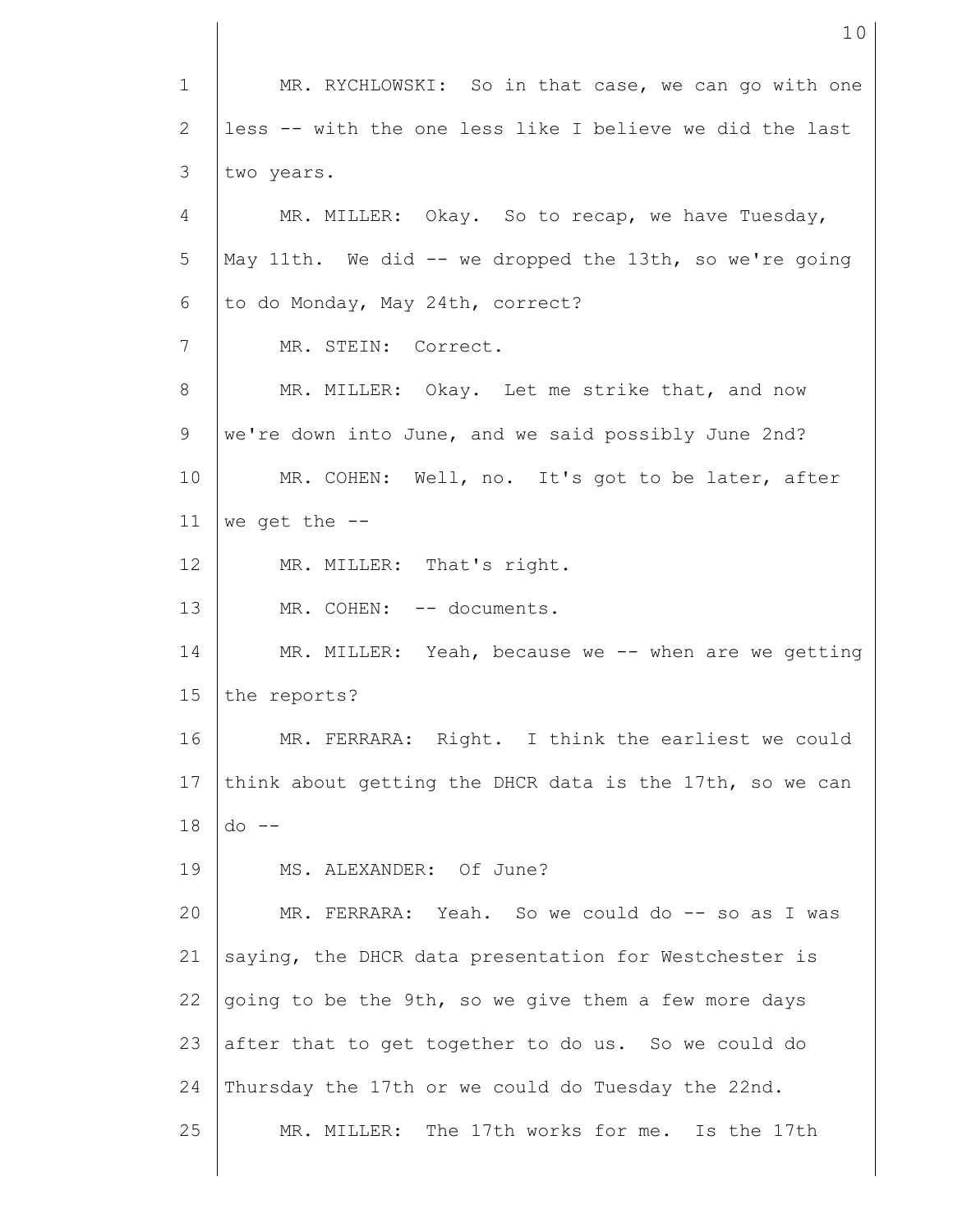MR. RYCHLOWSKI: So in that case, we can go with one less -- with the one less like I believe we did the last two years.

MR. MILLER: Okay. So to recap, we have Tuesday, May 11th. We did -- we dropped the 13th, so we're going to do Monday, May 24th, correct?

MR. STEIN: Correct.

MR. MILLER: Okay. Let me strike that, and now we're down into June, and we said possibly June 2nd?

MR. COHEN: Well, no. It's got to be later, after we get the --

MR. MILLER: That's right.

MR. COHEN: -- documents.

MR. MILLER: Yeah, because we -- when are we getting the reports?

MR. FERRARA: Right. I think the earliest we could think about getting the DHCR data is the 17th, so we can do --

MS. ALEXANDER: Of June?

MR. FERRARA: Yeah. So we could do -- so as I was saying, the DHCR data presentation for Westchester is going to be the 9th, so we give them a few more days after that to get together to do us. So we could do Thursday the 17th or we could do Tuesday the 22nd.

MR. MILLER: The 17th works for me. Is the 17th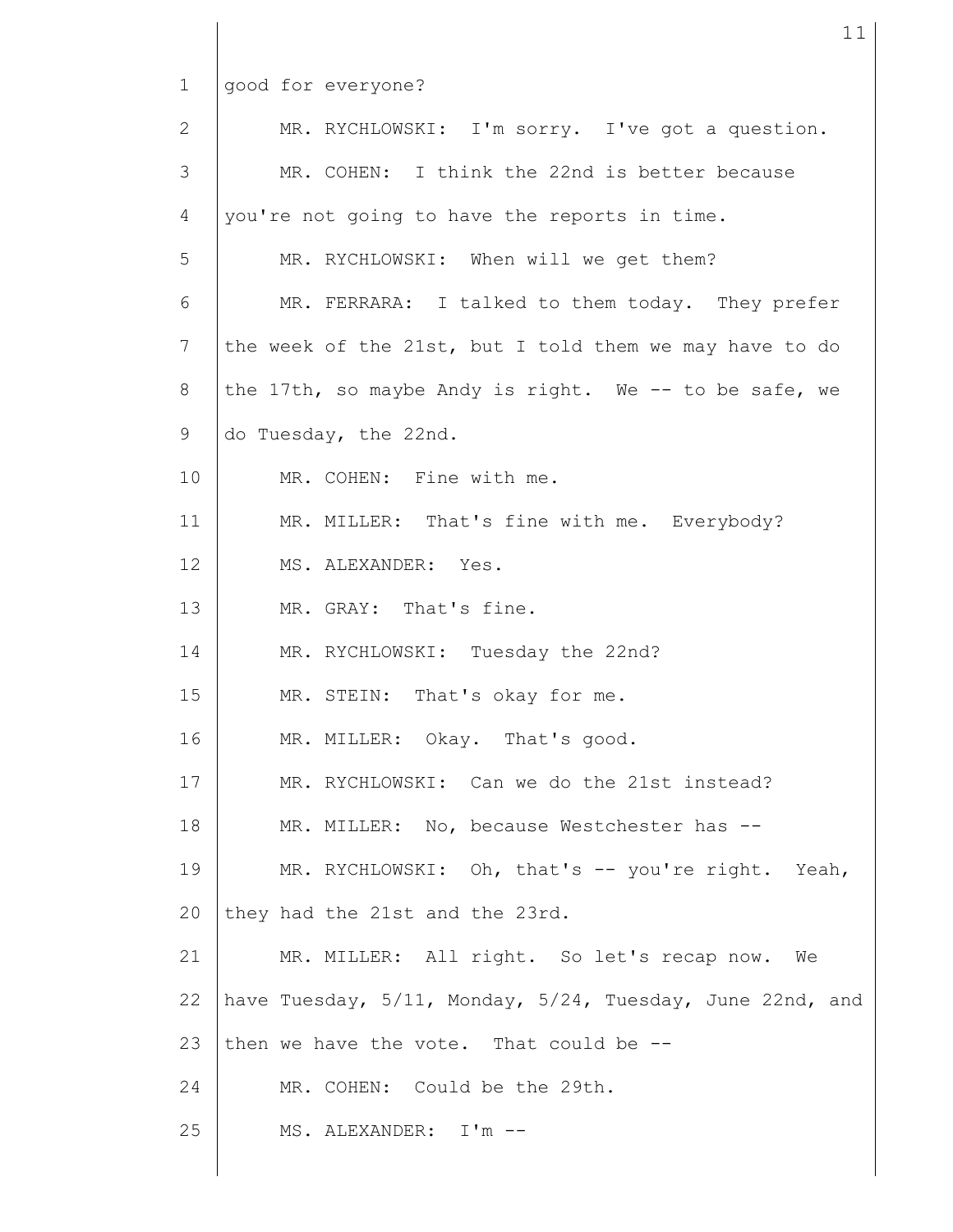1 good for everyone?

2 MR. RYCHLOWSKI: I'm sorry. I've got a question.

3 MR. COHEN: I think the 22nd is better because

4 you're not going to have the reports in time.

5 MR. RYCHLOWSKI: When will we get them?

6 MR. FERRARA: I talked to them today. They prefer

7 the week of the 21st, but I told them we may have to do

8 the 17th, so maybe Andy is right. We -- to be safe, we

9 do Tuesday, the 22nd.

10 MR. COHEN: Fine with me.

11 MR. MILLER: That's fine with me. Everybody?

12 MS. ALEXANDER: Yes.

13 MR. GRAY: That's fine.

14 MR. RYCHLOWSKI: Tuesday the 22nd?

15 MR. STEIN: That's okay for me.

16 MR. MILLER: Okay. That's good.

17 MR. RYCHLOWSKI: Can we do the 21st instead?

18 MR. MILLER: No, because Westchester has --

19 MR. RYCHLOWSKI: Oh, that's -- you're right. Yeah,

20 they had the 21st and the 23rd.

21 MR. MILLER: All right. So let's recap now. We

22 have Tuesday, 5/11, Monday, 5/24, Tuesday, June 22nd, and

23 then we have the vote. That could be --

24 MR. COHEN: Could be the 29th.

25 MS. ALEXANDER: I'm --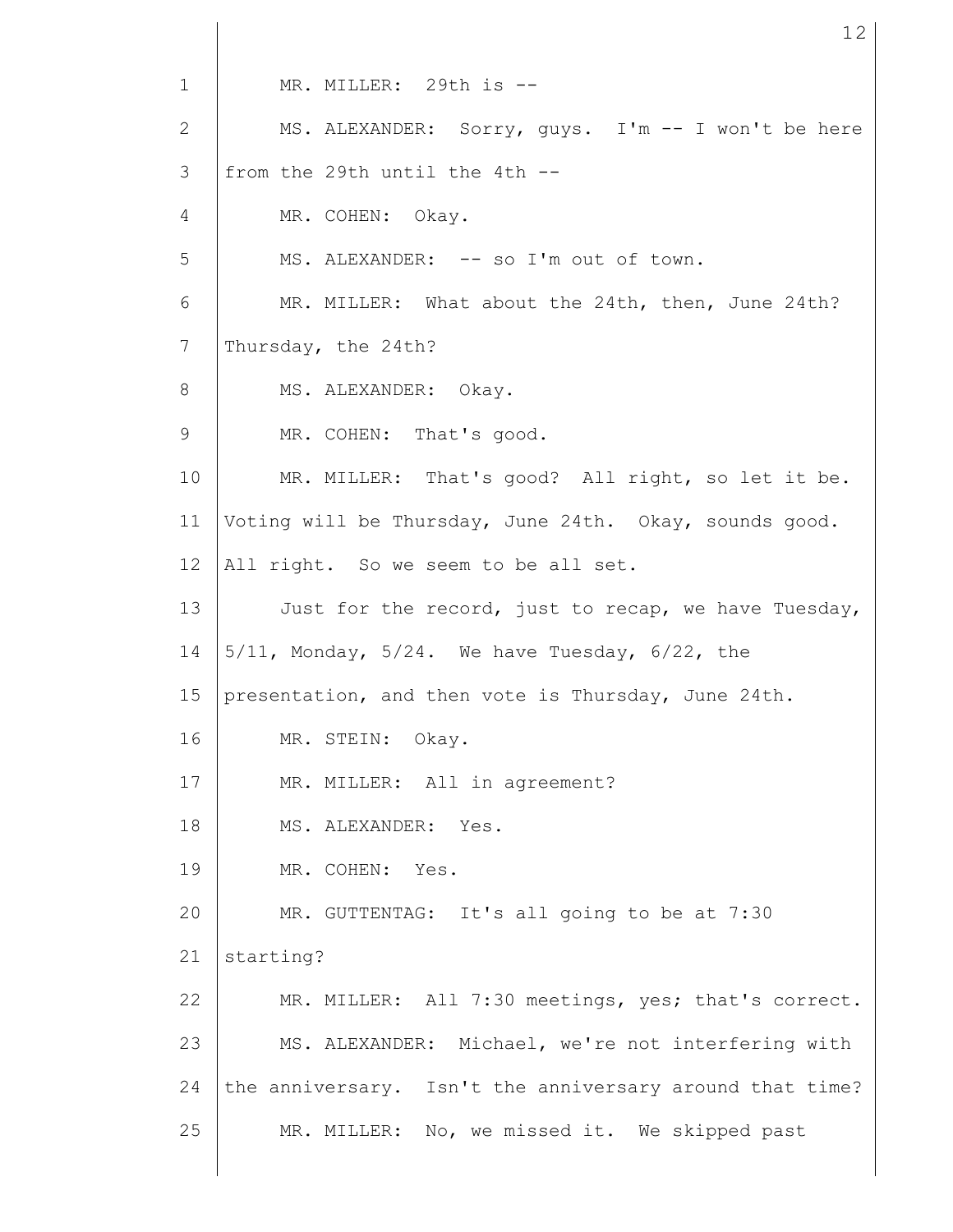MR. MILLER: 29th is --

MS. ALEXANDER: Sorry, guys. I'm -- I won't be here from the 29th until the 4th --

MR. COHEN: Okay.

MS. ALEXANDER: -- so I'm out of town.

MR. MILLER: What about the 24th, then, June 24th? Thursday, the 24th?

MS. ALEXANDER: Okay.

MR. COHEN: That's good.

MR. MILLER: That's good? All right, so let it be. Voting will be Thursday, June 24th. Okay, sounds good. All right. So we seem to be all set.

Just for the record, just to recap, we have Tuesday, 5/11, Monday, 5/24. We have Tuesday, 6/22, the presentation, and then vote is Thursday, June 24th.

MR. STEIN: Okay.

MR. MILLER: All in agreement?

MS. ALEXANDER: Yes.

MR. COHEN: Yes.

MR. GUTTENTAG: It's all going to be at 7:30 starting?

MR. MILLER: All 7:30 meetings, yes; that's correct.

MS. ALEXANDER: Michael, we're not interfering with the anniversary. Isn't the anniversary around that time?

MR. MILLER: No, we missed it. We skipped past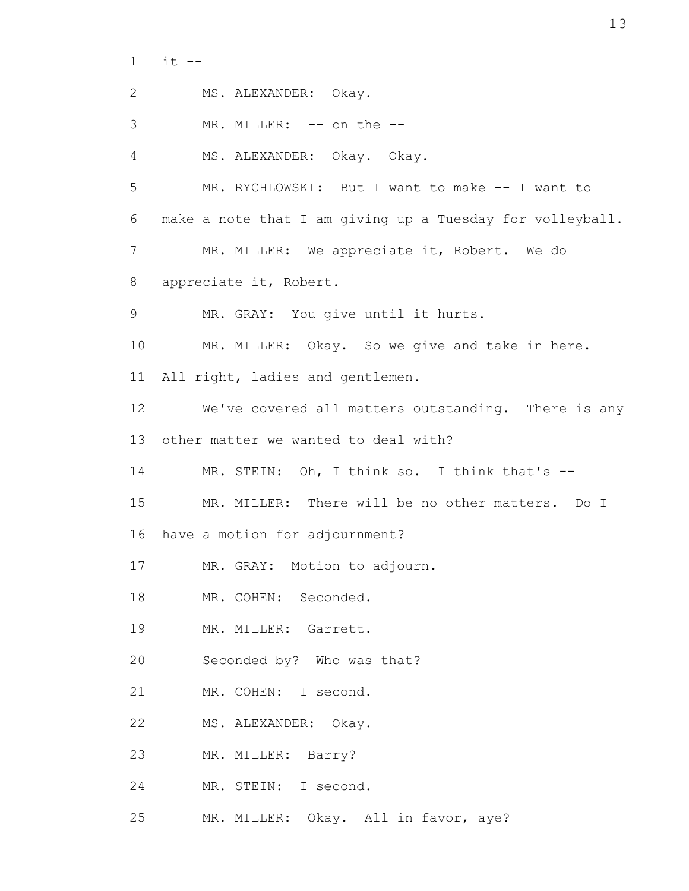it --

MS. ALEXANDER: Okay.

MR. MILLER: -- on the --

MS. ALEXANDER: Okay. Okay.

MR. RYCHLOWSKI: But I want to make -- I want to make a note that I am giving up a Tuesday for volleyball.

MR. MILLER: We appreciate it, Robert. We do appreciate it, Robert.

MR. GRAY: You give until it hurts.

MR. MILLER: Okay. So we give and take in here. All right, ladies and gentlemen.

We've covered all matters outstanding. There is any other matter we wanted to deal with?

MR. STEIN: Oh, I think so. I think that's --

MR. MILLER: There will be no other matters. Do I have a motion for adjournment?

MR. GRAY: Motion to adjourn.

MR. COHEN: Seconded.

MR. MILLER: Garrett.

Seconded by? Who was that?

MR. COHEN: I second.

MS. ALEXANDER: Okay.

MR. MILLER: Barry?

MR. STEIN: I second.

MR. MILLER: Okay. All in favor, aye?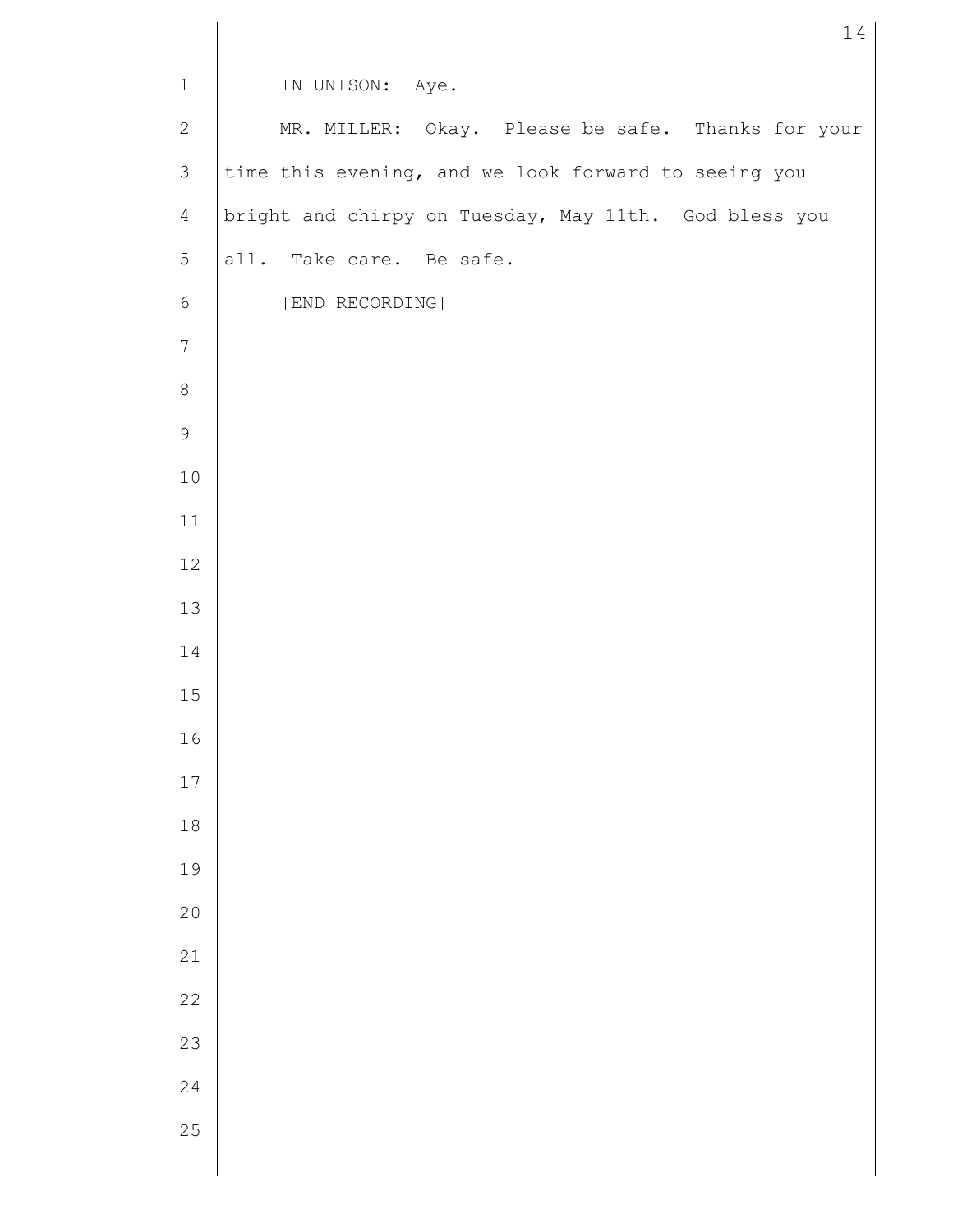IN UNISON: Aye.

MR. MILLER: Okay. Please be safe. Thanks for your time this evening, and we look forward to seeing you bright and chirpy on Tuesday, May 11th. God bless you all. Take care. Be safe.

[END RECORDING]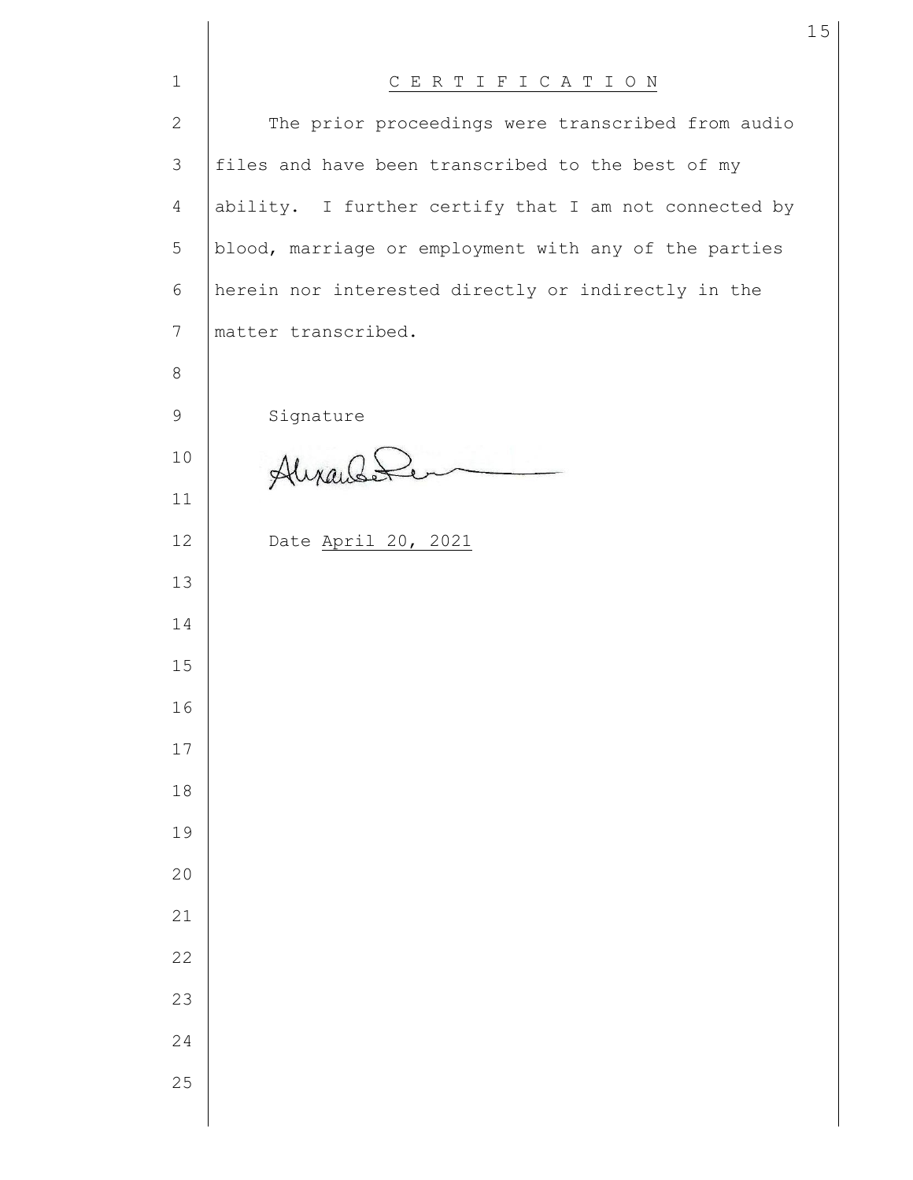# CERTIFICATION

The prior proceedings were transcribed from audio files and have been transcribed to the best of my ability. I further certify that I am not connected by blood, marriage or employment with any of the parties herein nor interested directly or indirectly in the matter transcribed.

Signature

Date April 20, 2021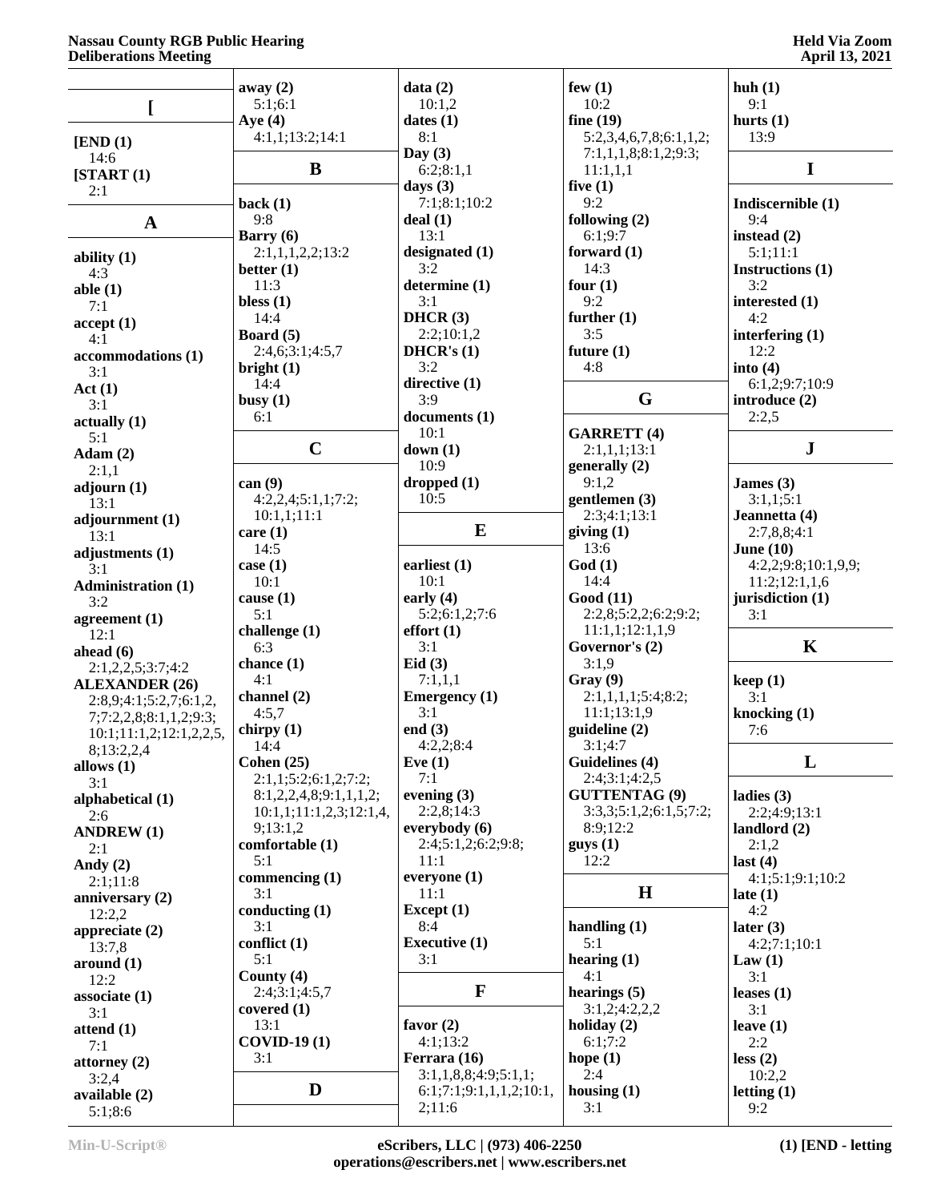**[**

**[END (1)**
14:6
**[START (1)**
2:1

**A**

**ability (1)**
4:3
**able (1)**
7:1
**accept (1)**
4:1
**accommodations (1)**
3:1
**Act (1)**
3:1
**actually (1)**
5:1
**Adam (2)**
2:1,1
**adjourn (1)**
13:1
**adjournment (1)**
13:1
**adjustments (1)**
3:1
**Administration (1)**
3:2
**agreement (1)**
12:1
**ahead (6)**
2:1,2,2,5;3:7;4:2
**ALEXANDER (26)**
2:8,9;4:1;5:2,7;6:1,2,7;7:2,2,8;8:1,1,2;9:3;10:1;11:1,2;12:1,2,2,5,8;13:2,2,4
**allows (1)**
3:1
**alphabetical (1)**
2:6
**ANDREW (1)**
2:1
**Andy (2)**
2:1;11:8
**anniversary (2)**
12:2,2
**appreciate (2)**
13:7,8
**around (1)**
12:2
**associate (1)**
3:1
**attend (1)**
7:1
**attorney (2)**
3:2,4
**available (2)**
5:1;8:6
**away (2)**
5:1;6:1
**Aye (4)**
4:1,1;13:2;14:1

**B**

**back (1)**
9:8
**Barry (6)**
2:1,1,1,2,2;13:2
**better (1)**
11:3
**bless (1)**
14:4
**Board (5)**
2:4,6;3:1;4:5,7
**bright (1)**
14:4
**busy (1)**
6:1

**C**

**can (9)**
4:2,2,4;5:1,1;7:2;10:1,1;11:1
**care (1)**
14:5
**case (1)**
10:1
**cause (1)**
5:1
**challenge (1)**
6:3
**chance (1)**
4:1
**channel (2)**
4:5,7
**chirpy (1)**
14:4
**Cohen (25)**
2:1,1;5:2;6:1,2;7:2;8:1,2,2,4,8;9:1,1,2;10:1,1;11:1,2,3;12:1,4,9;13:1,2
**comfortable (1)**
5:1
**commencing (1)**
3:1
**conducting (1)**
3:1
**conflict (1)**
5:1
**County (4)**
2:4;3:1;4:5,7
**covered (1)**
13:1
**COVID-19 (1)**
3:1

**D**

**data (2)**
10:1,2
**dates (1)**
8:1
**Day (3)**
6:2;8:1,1
**days (3)**
7:1;8:1;10:2
**deal (1)**
13:1
**designated (1)**
3:2
**determine (1)**
3:1
**DHCR (3)**
2:2;10:1,2
**DHCR's (1)**
3:2
**directive (1)**
3:9
**documents (1)**
10:1
**down (1)**
10:9
**dropped (1)**
10:5

**E**

**earliest (1)**
10:1
**early (4)**
5:2;6:1,2;7:6
**effort (1)**
3:1
**Eid (3)**
7:1,1,1
**Emergency (1)**
3:1
**end (3)**
4:2,2;8:4
**Eve (1)**
7:1
**evening (3)**
2:2,8;14:3
**everybody (6)**
2:4;5:1,2;6:2;9:8;11:1
**everyone (1)**
11:1
**Except (1)**
8:4
**Executive (1)**
3:1

**F**

**favor (2)**
4:1;13:2
**Ferrara (16)**
3:1,1,8,8;4:9;5:1,1;6:1;7:1;9:1,1,1,2;10:1,2;11:6
**few (1)**
10:2
**fine (19)**
5:2,3,4,6,7,8;6:1,1,2;7:1,1,1,8;8:1,2;9:3;11:1,1,1
**five (1)**
9:2
**following (2)**
6:1;9:7
**forward (1)**
14:3
**four (1)**
9:2
**further (1)**
3:5
**future (1)**
4:8

**G**

**GARRETT (4)**
2:1,1,1;13:1
**generally (2)**
9:1,2
**gentlemen (3)**
2:3;4:1;13:1
**giving (1)**
13:6
**God (1)**
14:4
**Good (11)**
2:2,8;5:2,2;6:2;9:2;11:1,1;12:1,1,9
**Governor's (2)**
3:1,9
**Gray (9)**
2:1,1,1,1;5:4;8:2;11:1;13:1,9
**guideline (2)**
3:1;4:7
**Guidelines (4)**
2:4;3:1;4:2,5
**GUTTENTAG (9)**
3:3,3;5:1,2;6:1,5;7:2;8:9;12:2
**guys (1)**
12:2

**H**

**handling (1)**
5:1
**hearing (1)**
4:1
**hearings (5)**
3:1,2;4:2,2,2
**holiday (2)**
6:1;7:2
**hope (1)**
2:4
**housing (1)**
3:1
**huh (1)**
9:1
**hurts (1)**
13:9

**I**

**Indiscernible (1)**
9:4
**instead (2)**
5:1;11:1
**Instructions (1)**
3:2
**interested (1)**
4:2
**interfering (1)**
12:2
**into (4)**
6:1,2;9:7;10:9
**introduce (2)**
2:2,5

**J**

**James (3)**
3:1,1;5:1
**Jeannetta (4)**
2:7,8,8;4:1
**June (10)**
4:2,2;9:8;10:1,9,9;11:2;12:1,1,6
**jurisdiction (1)**
3:1

**K**

**keep (1)**
3:1
**knocking (1)**
7:6

**L**

**ladies (3)**
2:2;4:9;13:1
**landlord (2)**
2:1,2
**last (4)**
4:1;5:1;9:1;10:2
**late (1)**
4:2
**later (3)**
4:2;7:1;10:1
**Law (1)**
3:1
**leases (1)**
3:1
**leave (1)**
2:2
**less (2)**
10:2,2
**letting (1)**
9:2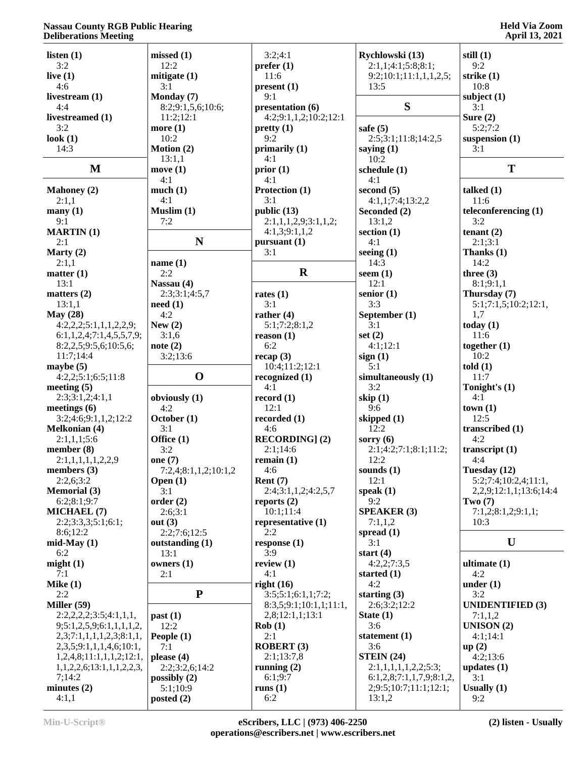**listen (1)**
3:2
**live (1)**
4:6
**livestream (1)**
4:4
**livestreamed (1)**
3:2
**look (1)**
14:3

## M

**Mahoney (2)**
2:1,1
**many (1)**
9:1
**MARTIN (1)**
2:1
**Marty (2)**
2:1,1
**matter (1)**
13:1
**matters (2)**
13:1,1
**May (28)**
4:2,2,2;5:1,1,1,2,2,9;
6:1,1,2,4;7:1,4,5,5,7,9;
8:2,2,5;9:5,6;10:5,6;
11:7;14:4
**maybe (5)**
4:2,2;5:1;6:5;11:8
**meeting (5)**
2:3;3:1,2;4:1,1
**meetings (6)**
3:2;4:6;9:1,1,2;12:2
**Melkonian (4)**
2:1,1,1;5:6
**member (8)**
2:1,1,1,1,1,2,2,9
**members (3)**
2:2,6;3:2
**Memorial (3)**
6:2;8:1;9:7
**MICHAEL (7)**
2:2;3:3,3;5:1;6:1;
8:6;12:2
**mid-May (1)**
6:2
**might (1)**
7:1
**Mike (1)**
2:2
**Miller (59)**
2:2,2,2,2;3:5;4:1,1,1,
9;5:1,2,5,9;6:1,1,1,1,2,
2,3;7:1,1,1,1,2,3;8:1,1,
2,3,5;9:1,1,1,4,6;10:1,
1,2,4,8;11:1,1,1,2;12:1,
1,1,2,2,6;13:1,1,1,2,2,3,
7;14:2
**minutes (2)**
4:1,1
**missed (1)**
12:2
**mitigate (1)**
3:1
**Monday (7)**
8:2;9:1,5,6;10:6;
11:2;12:1
**more (1)**
10:2
**Motion (2)**
13:1,1
**move (1)**
4:1
**much (1)**
4:1
**Muslim (1)**
7:2

## N

**name (1)**
2:2
**Nassau (4)**
2:3;3:1;4:5,7
**need (1)**
4:2
**New (2)**
3:1,6
**note (2)**
3:2;13:6

## O

**obviously (1)**
4:2
**October (1)**
3:1
**Office (1)**
3:2
**one (7)**
7:2,4;8:1,1,2;10:1,2
**Open (1)**
3:1
**order (2)**
2:6;3:1
**out (3)**
2:2;7:6;12:5
**outstanding (1)**
13:1
**owners (1)**
2:1

## P

**past (1)**
12:2
**People (1)**
7:1
**please (4)**
2:2;3:2,6;14:2
**possibly (2)**
5:1;10:9
**posted (2)**
3:2;4:1
**prefer (1)**
11:6
**present (1)**
9:1
**presentation (6)**
4:2;9:1,1,2;10:2;12:1
**pretty (1)**
9:2
**primarily (1)**
4:1
**prior (1)**
4:1
**Protection (1)**
3:1
**public (13)**
2:1,1,1,2,9;3:1,1,2;
4:1,3;9:1,1,2
**pursuant (1)**
3:1

## R

**rates (1)**
3:1
**rather (4)**
5:1;7:2;8:1,2
**reason (1)**
6:2
**recap (3)**
10:4;11:2;12:1
**recognized (1)**
4:1
**record (1)**
12:1
**recorded (1)**
4:6
**RECORDING] (2)**
2:1;14:6
**remain (1)**
4:6
**Rent (7)**
2:4;3:1,1,2;4:2,5,7
**reports (2)**
10:1;11:4
**representative (1)**
2:2
**response (1)**
3:9
**review (1)**
4:1
**right (16)**
3:5;5:1;6:1,1;7:2;
8:3,5;9:1;10:1,1;11:1,
2,8;12:1,1;13:1
**Rob (1)**
2:1
**ROBERT (3)**
2:1;13:7,8
**running (2)**
6:1;9:7
**runs (1)**
6:2
**Rychlowski (13)**
2:1,1;4:1;5:8;8:1;
9:2;10:1;11:1,1,1,2,5;
13:5

## S

**safe (5)**
2:5;3:1;11:8;14:2,5
**saying (1)**
10:2
**schedule (1)**
4:1
**second (5)**
4:1,1;7:4;13:2,2
**Seconded (2)**
13:1,2
**section (1)**
4:1
**seeing (1)**
14:3
**seem (1)**
12:1
**senior (1)**
3:3
**September (1)**
3:1
**set (2)**
4:1;12:1
**sign (1)**
5:1
**simultaneously (1)**
3:2
**skip (1)**
9:6
**skipped (1)**
12:2
**sorry (6)**
2:1;4:2;7:1;8:1;11:2;
12:2
**sounds (1)**
12:1
**speak (1)**
9:2
**SPEAKER (3)**
7:1,1,2
**spread (1)**
3:1
**start (4)**
4:2,2;7:3,5
**started (1)**
4:2
**starting (3)**
2:6;3:2;12:2
**State (1)**
3:6
**statement (1)**
3:6
**STEIN (24)**
2:1,1,1,1,1,2,2,2;5:3;
6:1,2,8;7:1,1,7,9;8:1,2,
2;9:5;10:7;11:1;12:1;
13:1,2
**still (1)**
9:2
**strike (1)**
10:8
**subject (1)**
3:1
**Sure (2)**
5:2;7:2
**suspension (1)**
3:1

## T

**talked (1)**
11:6
**teleconferencing (1)**
3:2
**tenant (2)**
2:1;3:1
**Thanks (1)**
14:2
**three (3)**
8:1;9:1,1
**Thursday (7)**
5:1;7:1,5;10:2;12:1,
1,7
**today (1)**
11:6
**together (1)**
10:2
**told (1)**
11:7
**Tonight's (1)**
4:1
**town (1)**
12:5
**transcribed (1)**
4:2
**transcript (1)**
4:4
**Tuesday (12)**
5:2;7:4;10:2,4;11:1,
2,2,9;12:1,1;13:6;14:4
**Two (7)**
7:1,2;8:1,2;9:1,1;
10:3

## U

**ultimate (1)**
4:2
**under (1)**
3:2
**UNIDENTIFIED (3)**
7:1,1,2
**UNISON (2)**
4:1;14:1
**up (2)**
4:2;13:6
**updates (1)**
3:1
**Usually (1)**
9:2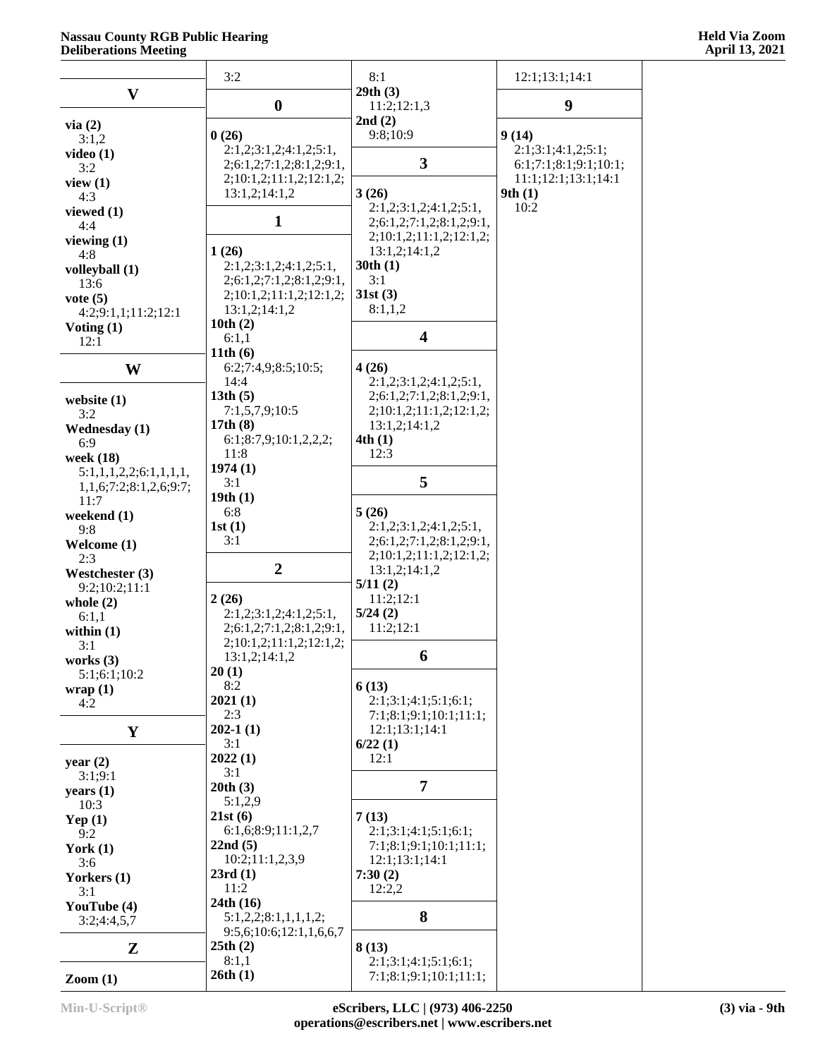## V

**via (2)**
3:1,2
**video (1)**
3:2
**view (1)**
4:3
**viewed (1)**
4:4
**viewing (1)**
4:8
**volleyball (1)**
13:6
**vote (5)**
4:2;9:1,1;11:2;12:1
**Voting (1)**
12:1

## W

**website (1)**
3:2
**Wednesday (1)**
6:9
**week (18)**
5:1,1,1,2,2;6:1,1,1,1,1,1,6;7:2;8:1,2,6;9:7;11:7
**weekend (1)**
9:8
**Welcome (1)**
2:3
**Westchester (3)**
9:2;10:2;11:1
**whole (2)**
6:1,1
**within (1)**
3:1
**works (3)**
5:1;6:1;10:2
**wrap (1)**
4:2

## Y

**year (2)**
3:1;9:1
**years (1)**
10:3
**Yep (1)**
9:2
**York (1)**
3:6
**Yorkers (1)**
3:1
**YouTube (4)**
3:2;4:4,5,7

## Z

**Zoom (1)**
3:2

## 0

**0 (26)**
2:1,2;3:1,2;4:1,2;5:1,2;6:1,2;7:1,2;8:1,2;9:1,2;10:1,2;11:1,2;12:1,2;13:1,2;14:1,2

## 1

**1 (26)**
2:1,2;3:1,2;4:1,2;5:1,2;6:1,2;7:1,2;8:1,2;9:1,2;10:1,2;11:1,2;12:1,2;13:1,2;14:1,2
**10th (2)**
6:1,1
**11th (6)**
6:2;7:4,9;8:5;10:5;14:4
**13th (5)**
7:1,5,7,9;10:5
**17th (8)**
6:1;8:7,9;10:1,2,2,2;11:8
**1974 (1)**
3:1
**19th (1)**
6:8
**1st (1)**
3:1

## 2

**2 (26)**
2:1,2;3:1,2;4:1,2;5:1,2;6:1,2;7:1,2;8:1,2;9:1,2;10:1,2;11:1,2;12:1,2;13:1,2;14:1,2
**20 (1)**
8:2
**2021 (1)**
2:3
**202-1 (1)**
3:1
**2022 (1)**
3:1
**20th (3)**
5:1,2,9
**21st (6)**
6:1,6;8:9;11:1,2,7
**22nd (5)**
10:2;11:1,2,3,9
**23rd (1)**
11:2
**24th (16)**
5:1,2,2;8:1,1,1,1,2;9:5,6;10:6;12:1,1,6,6,7
**25th (2)**
8:1,1
**26th (1)**
8:1
**29th (3)**
11:2;12:1,3
**2nd (2)**
9:8;10:9

## 3

**3 (26)**
2:1,2;3:1,2;4:1,2;5:1,2;6:1,2;7:1,2;8:1,2;9:1,2;10:1,2;11:1,2;12:1,2;13:1,2;14:1,2
**30th (1)**
3:1
**31st (3)**
8:1,1,2

## 4

**4 (26)**
2:1,2;3:1,2;4:1,2;5:1,2;6:1,2;7:1,2;8:1,2;9:1,2;10:1,2;11:1,2;12:1,2;13:1,2;14:1,2
**4th (1)**
12:3

## 5

**5 (26)**
2:1,2;3:1,2;4:1,2;5:1,2;6:1,2;7:1,2;8:1,2;9:1,2;10:1,2;11:1,2;12:1,2;13:1,2;14:1,2
**5/11 (2)**
11:2;12:1
**5/24 (2)**
11:2;12:1

## 6

**6 (13)**
2:1;3:1;4:1;5:1;6:1;7:1;8:1;9:1;10:1;11:1;12:1;13:1;14:1
**6/22 (1)**
12:1

## 7

**7 (13)**
2:1;3:1;4:1;5:1;6:1;7:1;8:1;9:1;10:1;11:1;12:1;13:1;14:1
**7:30 (2)**
12:2,2

## 8

**8 (13)**
2:1;3:1;4:1;5:1;6:1;7:1;8:1;9:1;10:1;11:1;12:1;13:1;14:1

## 9

**9 (14)**
2:1;3:1;4:1,2;5:1;6:1;7:1;8:1;9:1;10:1;11:1;12:1;13:1;14:1
**9th (1)**
10:2